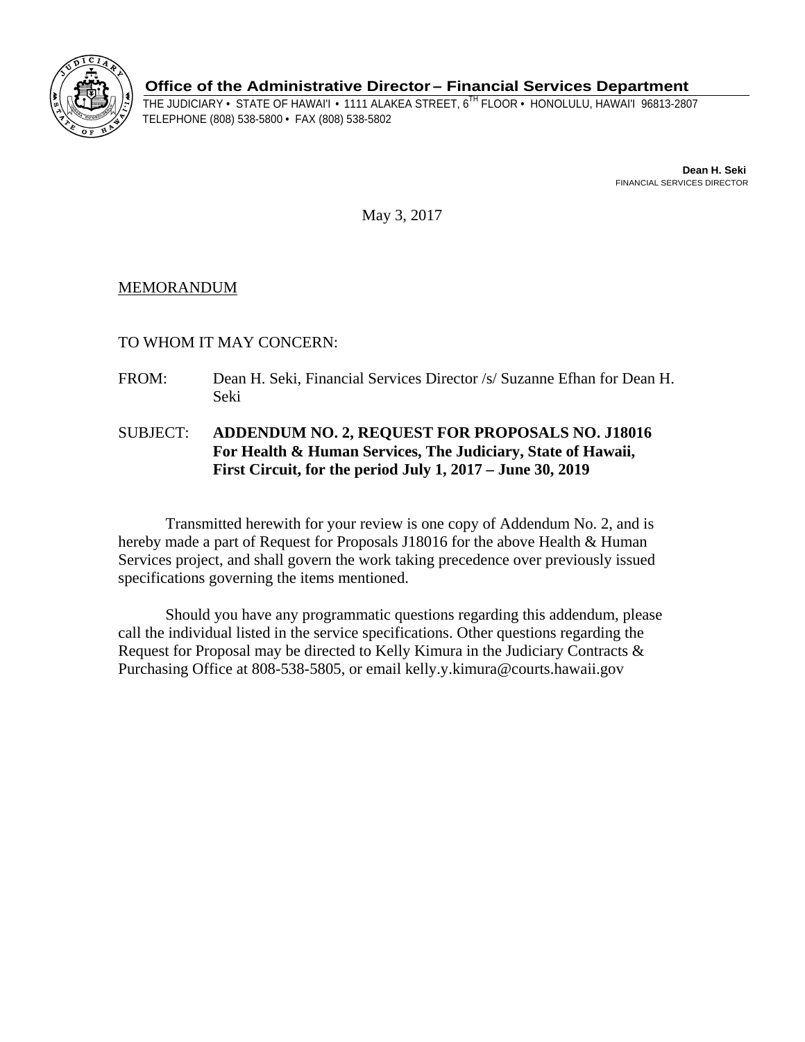**Office of the Administrative Director – Financial Services Department**

THE JUDICIARY • STATE OF HAWAI'I • 1111 ALAKEA STREET, 6TH FLOOR • HONOLULU, HAWAI'I 96813-2807
TELEPHONE (808) 538-5800 • FAX (808) 538-5802

**Dean H. Seki**
FINANCIAL SERVICES DIRECTOR

May 3, 2017

MEMORANDUM

TO WHOM IT MAY CONCERN:

FROM: Dean H. Seki, Financial Services Director /s/ Suzanne Efhan for Dean H. Seki

SUBJECT: **ADDENDUM NO. 2, REQUEST FOR PROPOSALS NO. J18016 For Health & Human Services, The Judiciary, State of Hawaii, First Circuit, for the period July 1, 2017 – June 30, 2019**

Transmitted herewith for your review is one copy of Addendum No. 2, and is hereby made a part of Request for Proposals J18016 for the above Health & Human Services project, and shall govern the work taking precedence over previously issued specifications governing the items mentioned.

Should you have any programmatic questions regarding this addendum, please call the individual listed in the service specifications. Other questions regarding the Request for Proposal may be directed to Kelly Kimura in the Judiciary Contracts & Purchasing Office at 808-538-5805, or email kelly.y.kimura@courts.hawaii.gov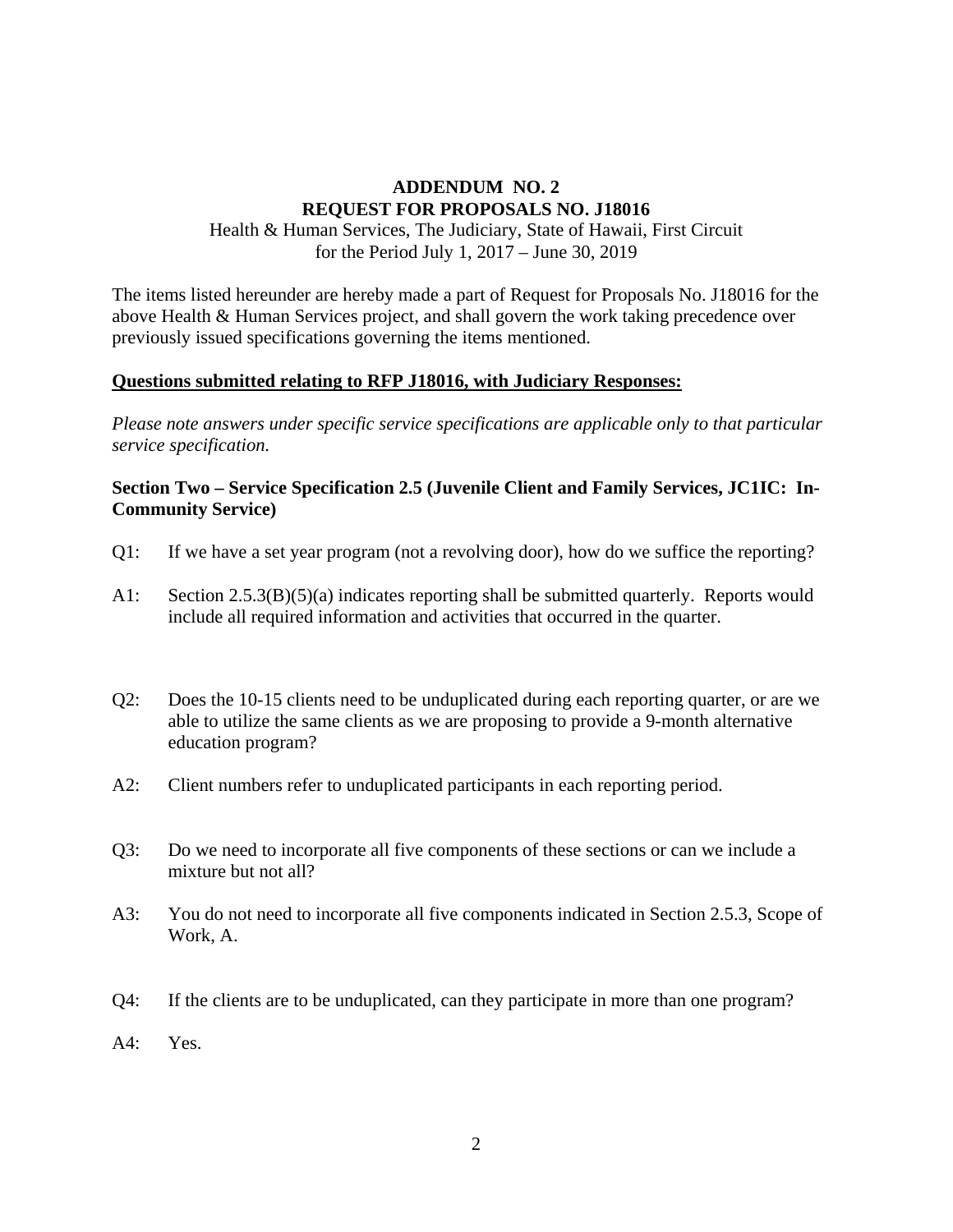**ADDENDUM NO. 2**
**REQUEST FOR PROPOSALS NO. J18016**

Health & Human Services, The Judiciary, State of Hawaii, First Circuit
for the Period July 1, 2017 – June 30, 2019

The items listed hereunder are hereby made a part of Request for Proposals No. J18016 for the above Health & Human Services project, and shall govern the work taking precedence over previously issued specifications governing the items mentioned.

**Questions submitted relating to RFP J18016, with Judiciary Responses:**

*Please note answers under specific service specifications are applicable only to that particular service specification.*

**Section Two – Service Specification 2.5 (Juvenile Client and Family Services, JC1IC: In-Community Service)**

Q1: If we have a set year program (not a revolving door), how do we suffice the reporting?

A1: Section 2.5.3(B)(5)(a) indicates reporting shall be submitted quarterly. Reports would include all required information and activities that occurred in the quarter.

Q2: Does the 10-15 clients need to be unduplicated during each reporting quarter, or are we able to utilize the same clients as we are proposing to provide a 9-month alternative education program?

A2: Client numbers refer to unduplicated participants in each reporting period.

Q3: Do we need to incorporate all five components of these sections or can we include a mixture but not all?

A3: You do not need to incorporate all five components indicated in Section 2.5.3, Scope of Work, A.

Q4: If the clients are to be unduplicated, can they participate in more than one program?

A4: Yes.